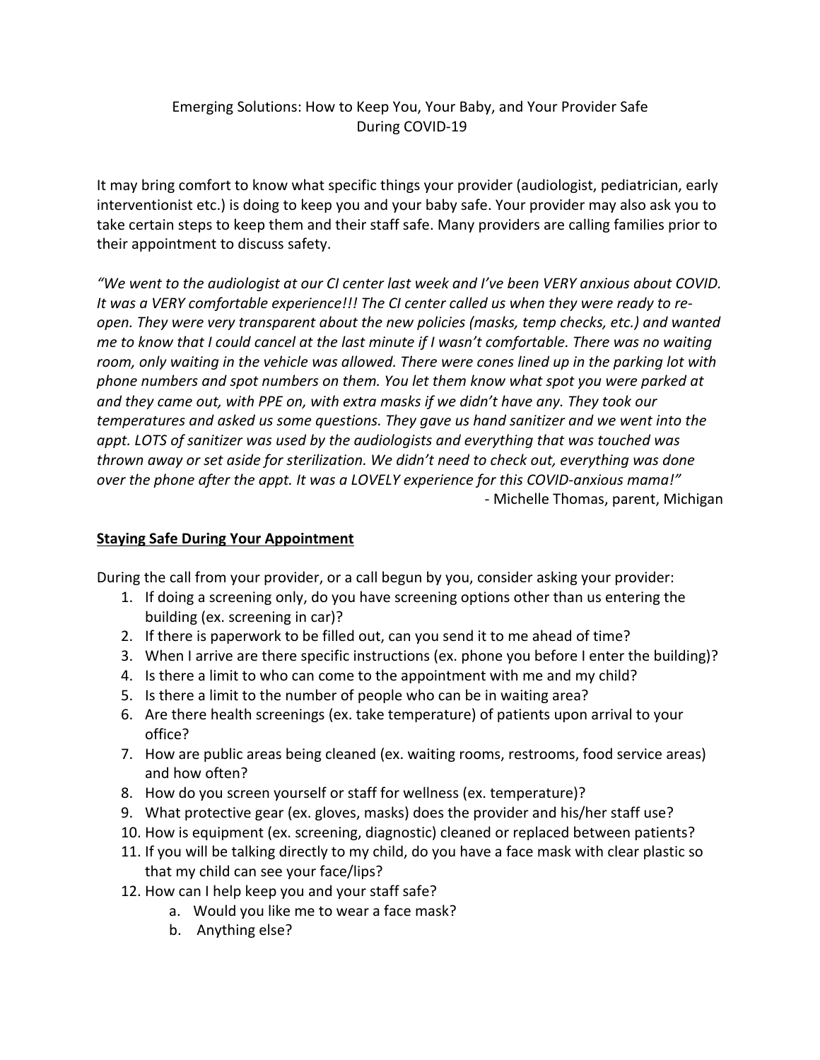# Emerging Solutions: How to Keep You, Your Baby, and Your Provider Safe During COVID-19

It may bring comfort to know what specific things your provider (audiologist, pediatrician, early interventionist etc.) is doing to keep you and your baby safe. Your provider may also ask you to take certain steps to keep them and their staff safe. Many providers are calling families prior to their appointment to discuss safety.

*"We went to the audiologist at our CI center last week and I've been VERY anxious about COVID. It was a VERY comfortable experience!!! The CI center called us when they were ready to re-open. They were very transparent about the new policies (masks, temp checks, etc.) and wanted me to know that I could cancel at the last minute if I wasn't comfortable. There was no waiting room, only waiting in the vehicle was allowed. There were cones lined up in the parking lot with phone numbers and spot numbers on them. You let them know what spot you were parked at and they came out, with PPE on, with extra masks if we didn't have any. They took our temperatures and asked us some questions. They gave us hand sanitizer and we went into the appt. LOTS of sanitizer was used by the audiologists and everything that was touched was thrown away or set aside for sterilization. We didn't need to check out, everything was done over the phone after the appt. It was a LOVELY experience for this COVID-anxious mama!"*

- Michelle Thomas, parent, Michigan

## Staying Safe During Your Appointment

During the call from your provider, or a call begun by you, consider asking your provider:

1. If doing a screening only, do you have screening options other than us entering the building (ex. screening in car)?
2. If there is paperwork to be filled out, can you send it to me ahead of time?
3. When I arrive are there specific instructions (ex. phone you before I enter the building)?
4. Is there a limit to who can come to the appointment with me and my child?
5. Is there a limit to the number of people who can be in waiting area?
6. Are there health screenings (ex. take temperature) of patients upon arrival to your office?
7. How are public areas being cleaned (ex. waiting rooms, restrooms, food service areas) and how often?
8. How do you screen yourself or staff for wellness (ex. temperature)?
9. What protective gear (ex. gloves, masks) does the provider and his/her staff use?
10. How is equipment (ex. screening, diagnostic) cleaned or replaced between patients?
11. If you will be talking directly to my child, do you have a face mask with clear plastic so that my child can see your face/lips?
12. How can I help keep you and your staff safe?
    a. Would you like me to wear a face mask?
    b. Anything else?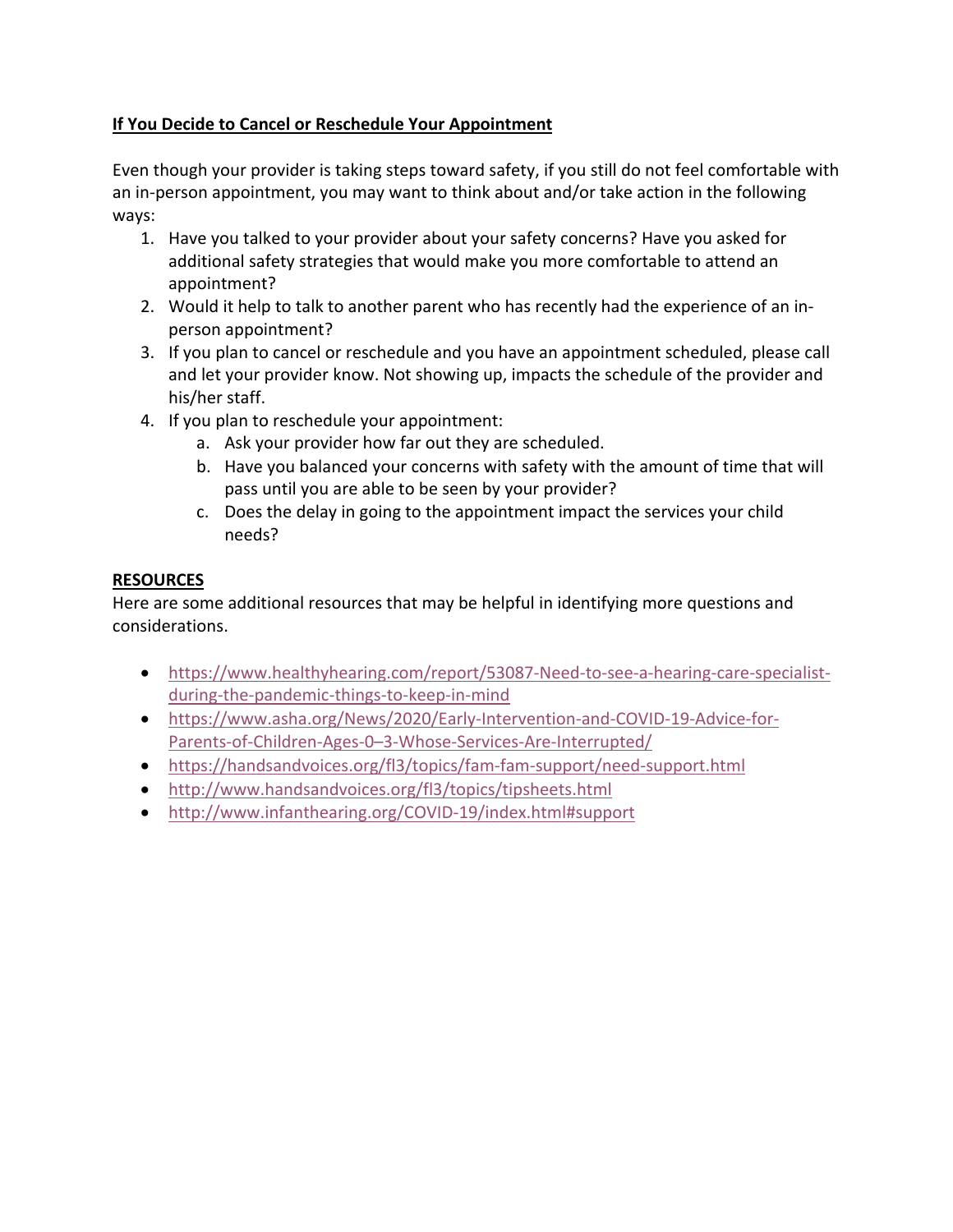## If You Decide to Cancel or Reschedule Your Appointment

Even though your provider is taking steps toward safety, if you still do not feel comfortable with an in-person appointment, you may want to think about and/or take action in the following ways:

1. Have you talked to your provider about your safety concerns? Have you asked for additional safety strategies that would make you more comfortable to attend an appointment?
2. Would it help to talk to another parent who has recently had the experience of an in-person appointment?
3. If you plan to cancel or reschedule and you have an appointment scheduled, please call and let your provider know. Not showing up, impacts the schedule of the provider and his/her staff.
4. If you plan to reschedule your appointment:
   a. Ask your provider how far out they are scheduled.
   b. Have you balanced your concerns with safety with the amount of time that will pass until you are able to be seen by your provider?
   c. Does the delay in going to the appointment impact the services your child needs?

## RESOURCES

Here are some additional resources that may be helpful in identifying more questions and considerations.

- https://www.healthyhearing.com/report/53087-Need-to-see-a-hearing-care-specialist-during-the-pandemic-things-to-keep-in-mind
- https://www.asha.org/News/2020/Early-Intervention-and-COVID-19-Advice-for-Parents-of-Children-Ages-0–3-Whose-Services-Are-Interrupted/
- https://handsandvoices.org/fl3/topics/fam-fam-support/need-support.html
- http://www.handsandvoices.org/fl3/topics/tipsheets.html
- http://www.infanthearing.org/COVID-19/index.html#support